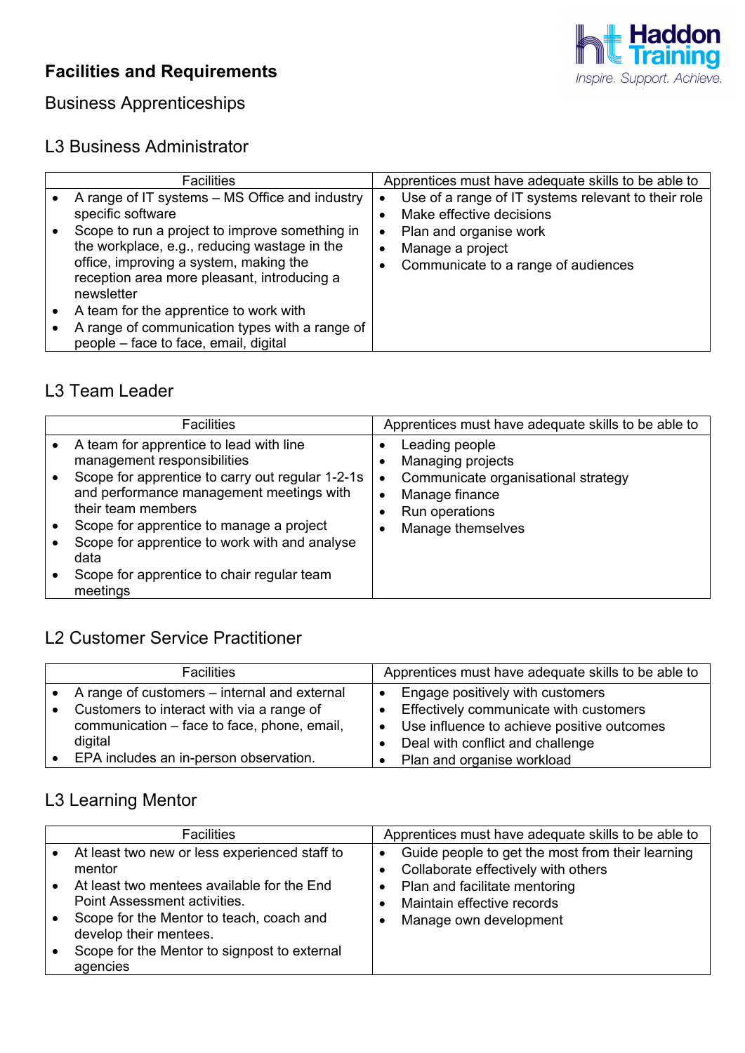# Facilities and Requirements

## Business Apprenticeships

### L3 Business Administrator

| Facilities | Apprentices must have adequate skills to be able to |
|---|---|
| • A range of IT systems – MS Office and industry specific software<br>• Scope to run a project to improve something in the workplace, e.g., reducing wastage in the office, improving a system, making the reception area more pleasant, introducing a newsletter<br>• A team for the apprentice to work with<br>• A range of communication types with a range of people – face to face, email, digital | • Use of a range of IT systems relevant to their role<br>• Make effective decisions<br>• Plan and organise work<br>• Manage a project<br>• Communicate to a range of audiences |

### L3 Team Leader

| Facilities | Apprentices must have adequate skills to be able to |
|---|---|
| • A team for apprentice to lead with line management responsibilities<br>• Scope for apprentice to carry out regular 1-2-1s and performance management meetings with their team members<br>• Scope for apprentice to manage a project<br>• Scope for apprentice to work with and analyse data<br>• Scope for apprentice to chair regular team meetings | • Leading people<br>• Managing projects<br>• Communicate organisational strategy<br>• Manage finance<br>• Run operations<br>• Manage themselves |

### L2 Customer Service Practitioner

| Facilities | Apprentices must have adequate skills to be able to |
|---|---|
| • A range of customers – internal and external<br>• Customers to interact with via a range of communication – face to face, phone, email, digital<br>• EPA includes an in-person observation. | • Engage positively with customers<br>• Effectively communicate with customers<br>• Use influence to achieve positive outcomes<br>• Deal with conflict and challenge<br>• Plan and organise workload |

### L3 Learning Mentor

| Facilities | Apprentices must have adequate skills to be able to |
|---|---|
| • At least two new or less experienced staff to mentor<br>• At least two mentees available for the End Point Assessment activities.<br>• Scope for the Mentor to teach, coach and develop their mentees.<br>• Scope for the Mentor to signpost to external agencies | • Guide people to get the most from their learning<br>• Collaborate effectively with others<br>• Plan and facilitate mentoring<br>• Maintain effective records<br>• Manage own development |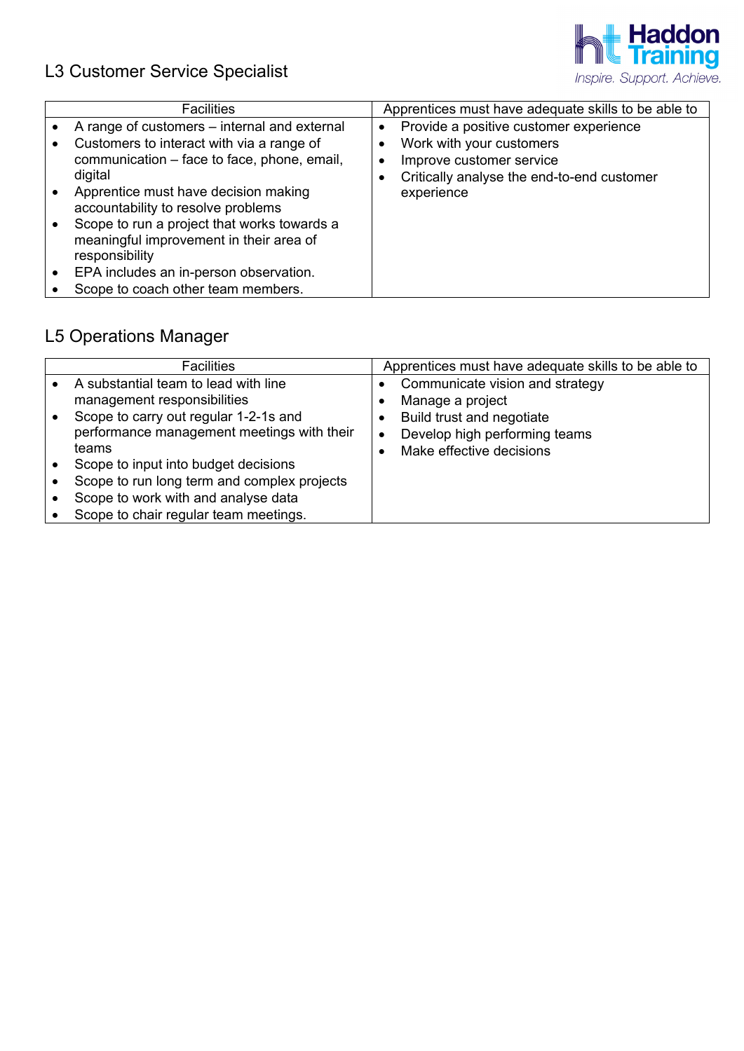## L3 Customer Service Specialist

| Facilities | Apprentices must have adequate skills to be able to |
|---|---|
| • A range of customers – internal and external<br>• Customers to interact with via a range of communication – face to face, phone, email, digital<br>• Apprentice must have decision making accountability to resolve problems<br>• Scope to run a project that works towards a meaningful improvement in their area of responsibility<br>• EPA includes an in-person observation.<br>• Scope to coach other team members. | • Provide a positive customer experience<br>• Work with your customers<br>• Improve customer service<br>• Critically analyse the end-to-end customer experience |

## L5 Operations Manager

| Facilities | Apprentices must have adequate skills to be able to |
|---|---|
| • A substantial team to lead with line management responsibilities<br>• Scope to carry out regular 1-2-1s and performance management meetings with their teams<br>• Scope to input into budget decisions<br>• Scope to run long term and complex projects<br>• Scope to work with and analyse data<br>• Scope to chair regular team meetings. | • Communicate vision and strategy<br>• Manage a project<br>• Build trust and negotiate<br>• Develop high performing teams<br>• Make effective decisions |